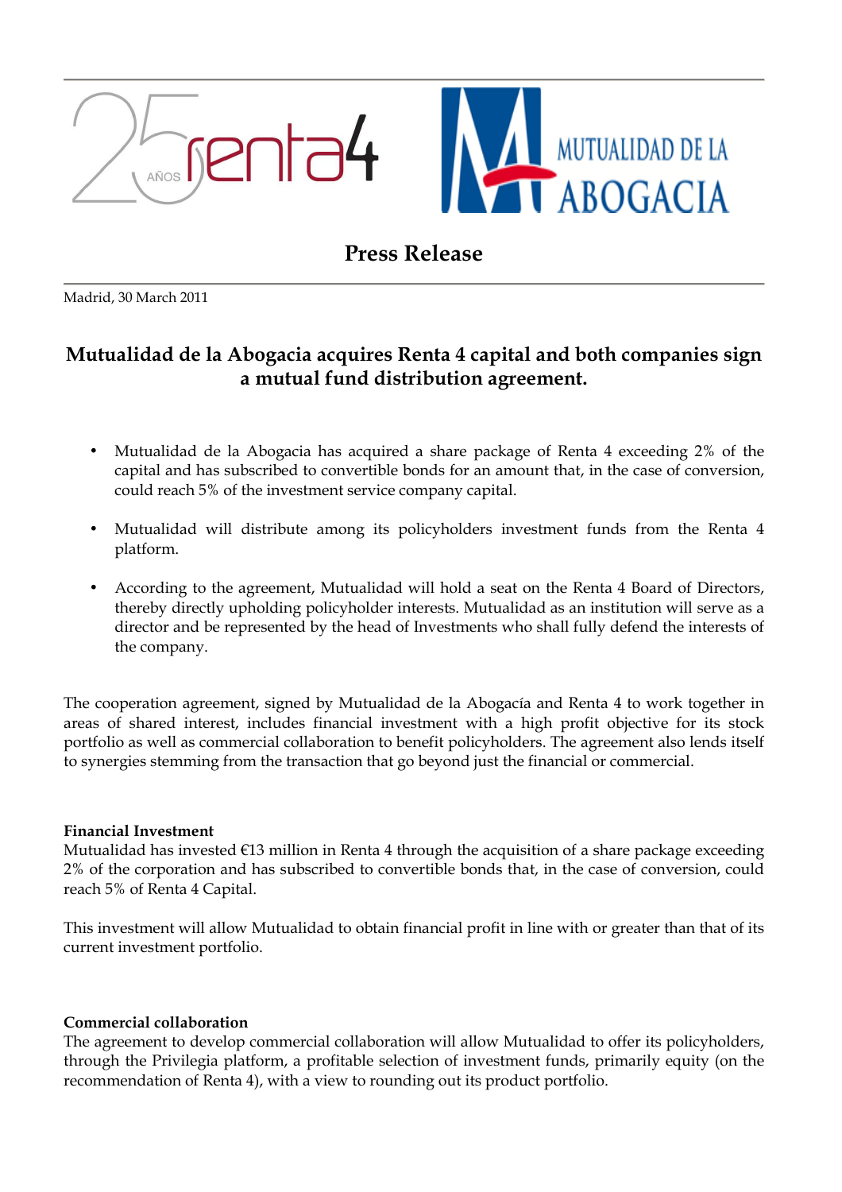# Press Release

Madrid, 30 March 2011

## Mutualidad de la Abogacia acquires Renta 4 capital and both companies sign a mutual fund distribution agreement.

- Mutualidad de la Abogacia has acquired a share package of Renta 4 exceeding 2% of the capital and has subscribed to convertible bonds for an amount that, in the case of conversion, could reach 5% of the investment service company capital.
- Mutualidad will distribute among its policyholders investment funds from the Renta 4 platform.
- According to the agreement, Mutualidad will hold a seat on the Renta 4 Board of Directors, thereby directly upholding policyholder interests. Mutualidad as an institution will serve as a director and be represented by the head of Investments who shall fully defend the interests of the company.

The cooperation agreement, signed by Mutualidad de la Abogacía and Renta 4 to work together in areas of shared interest, includes financial investment with a high profit objective for its stock portfolio as well as commercial collaboration to benefit policyholders. The agreement also lends itself to synergies stemming from the transaction that go beyond just the financial or commercial.

**Financial Investment**
Mutualidad has invested €13 million in Renta 4 through the acquisition of a share package exceeding 2% of the corporation and has subscribed to convertible bonds that, in the case of conversion, could reach 5% of Renta 4 Capital.

This investment will allow Mutualidad to obtain financial profit in line with or greater than that of its current investment portfolio.

**Commercial collaboration**
The agreement to develop commercial collaboration will allow Mutualidad to offer its policyholders, through the Privilegia platform, a profitable selection of investment funds, primarily equity (on the recommendation of Renta 4), with a view to rounding out its product portfolio.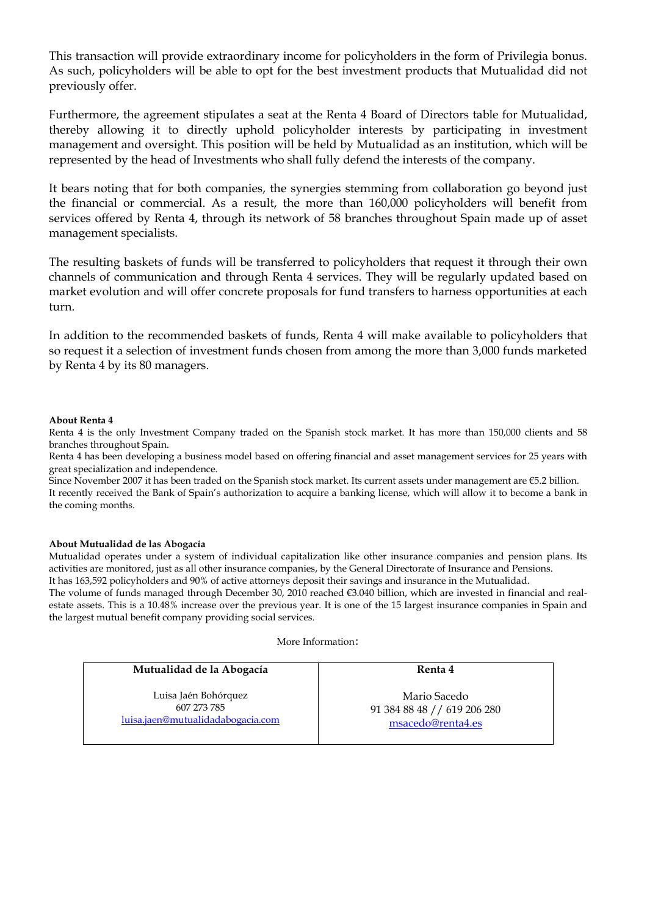This transaction will provide extraordinary income for policyholders in the form of Privilegia bonus. As such, policyholders will be able to opt for the best investment products that Mutualidad did not previously offer.

Furthermore, the agreement stipulates a seat at the Renta 4 Board of Directors table for Mutualidad, thereby allowing it to directly uphold policyholder interests by participating in investment management and oversight. This position will be held by Mutualidad as an institution, which will be represented by the head of Investments who shall fully defend the interests of the company.

It bears noting that for both companies, the synergies stemming from collaboration go beyond just the financial or commercial. As a result, the more than 160,000 policyholders will benefit from services offered by Renta 4, through its network of 58 branches throughout Spain made up of asset management specialists.

The resulting baskets of funds will be transferred to policyholders that request it through their own channels of communication and through Renta 4 services. They will be regularly updated based on market evolution and will offer concrete proposals for fund transfers to harness opportunities at each turn.

In addition to the recommended baskets of funds, Renta 4 will make available to policyholders that so request it a selection of investment funds chosen from among the more than 3,000 funds marketed by Renta 4 by its 80 managers.

**About Renta 4**

Renta 4 is the only Investment Company traded on the Spanish stock market. It has more than 150,000 clients and 58 branches throughout Spain.

Renta 4 has been developing a business model based on offering financial and asset management services for 25 years with great specialization and independence.

Since November 2007 it has been traded on the Spanish stock market. Its current assets under management are €5.2 billion.

It recently received the Bank of Spain's authorization to acquire a banking license, which will allow it to become a bank in the coming months.

**About Mutualidad de las Abogacía**

Mutualidad operates under a system of individual capitalization like other insurance companies and pension plans. Its activities are monitored, just as all other insurance companies, by the General Directorate of Insurance and Pensions.

It has 163,592 policyholders and 90% of active attorneys deposit their savings and insurance in the Mutualidad.

The volume of funds managed through December 30, 2010 reached €3.040 billion, which are invested in financial and real-estate assets. This is a 10.48% increase over the previous year. It is one of the 15 largest insurance companies in Spain and the largest mutual benefit company providing social services.

More Information:

| Mutualidad de la Abogacía | Renta 4 |
|---|---|
| Luisa Jaén Bohórquez<br>607 273 785<br>luisa.jaen@mutualidadabogacia.com | Mario Sacedo<br>91 384 88 48 // 619 206 280<br>msacedo@renta4.es |